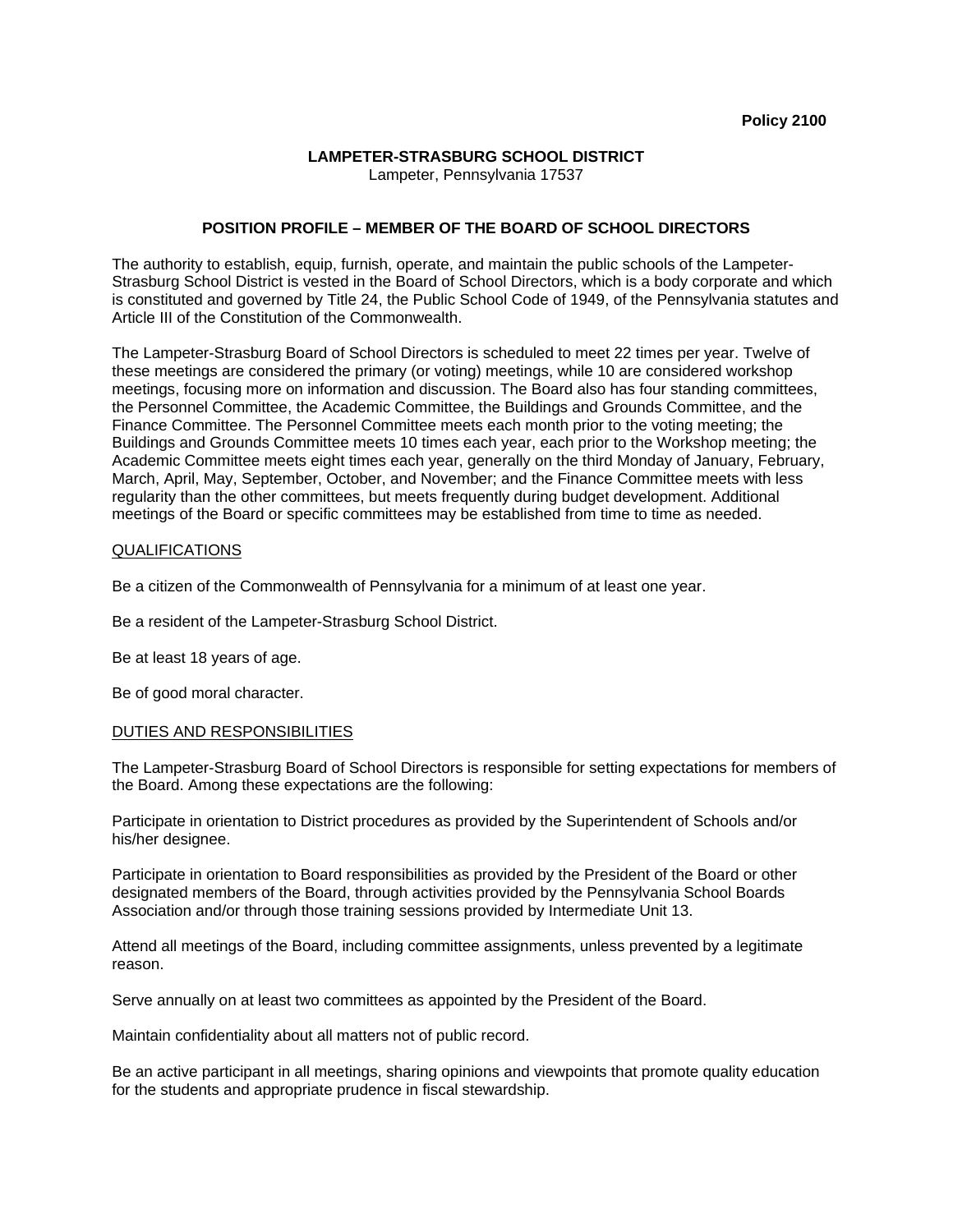**Policy 2100**

**LAMPETER-STRASBURG SCHOOL DISTRICT**
Lampeter, Pennsylvania 17537

## POSITION PROFILE – MEMBER OF THE BOARD OF SCHOOL DIRECTORS

The authority to establish, equip, furnish, operate, and maintain the public schools of the Lampeter-Strasburg School District is vested in the Board of School Directors, which is a body corporate and which is constituted and governed by Title 24, the Public School Code of 1949, of the Pennsylvania statutes and Article III of the Constitution of the Commonwealth.

The Lampeter-Strasburg Board of School Directors is scheduled to meet 22 times per year. Twelve of these meetings are considered the primary (or voting) meetings, while 10 are considered workshop meetings, focusing more on information and discussion. The Board also has four standing committees, the Personnel Committee, the Academic Committee, the Buildings and Grounds Committee, and the Finance Committee. The Personnel Committee meets each month prior to the voting meeting; the Buildings and Grounds Committee meets 10 times each year, each prior to the Workshop meeting; the Academic Committee meets eight times each year, generally on the third Monday of January, February, March, April, May, September, October, and November; and the Finance Committee meets with less regularity than the other committees, but meets frequently during budget development. Additional meetings of the Board or specific committees may be established from time to time as needed.

### QUALIFICATIONS

Be a citizen of the Commonwealth of Pennsylvania for a minimum of at least one year.

Be a resident of the Lampeter-Strasburg School District.

Be at least 18 years of age.

Be of good moral character.

### DUTIES AND RESPONSIBILITIES

The Lampeter-Strasburg Board of School Directors is responsible for setting expectations for members of the Board. Among these expectations are the following:

Participate in orientation to District procedures as provided by the Superintendent of Schools and/or his/her designee.

Participate in orientation to Board responsibilities as provided by the President of the Board or other designated members of the Board, through activities provided by the Pennsylvania School Boards Association and/or through those training sessions provided by Intermediate Unit 13.

Attend all meetings of the Board, including committee assignments, unless prevented by a legitimate reason.

Serve annually on at least two committees as appointed by the President of the Board.

Maintain confidentiality about all matters not of public record.

Be an active participant in all meetings, sharing opinions and viewpoints that promote quality education for the students and appropriate prudence in fiscal stewardship.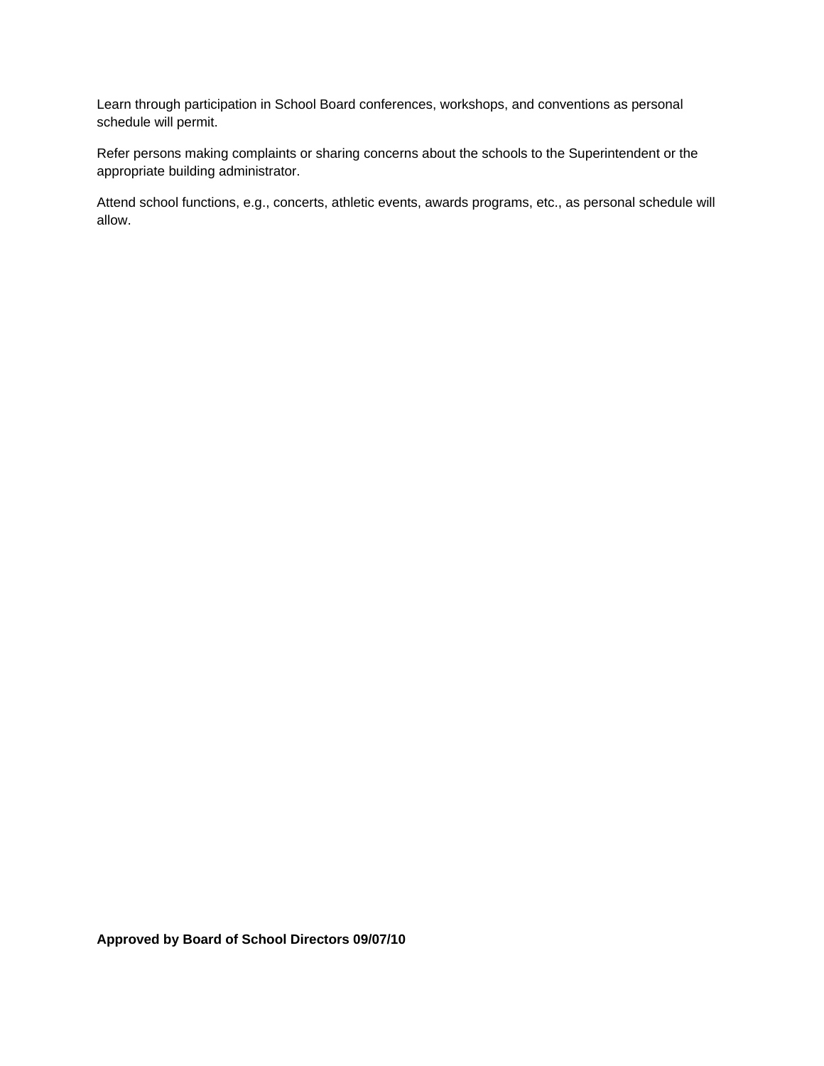Learn through participation in School Board conferences, workshops, and conventions as personal schedule will permit.

Refer persons making complaints or sharing concerns about the schools to the Superintendent or the appropriate building administrator.

Attend school functions, e.g., concerts, athletic events, awards programs, etc., as personal schedule will allow.

**Approved by Board of School Directors 09/07/10**